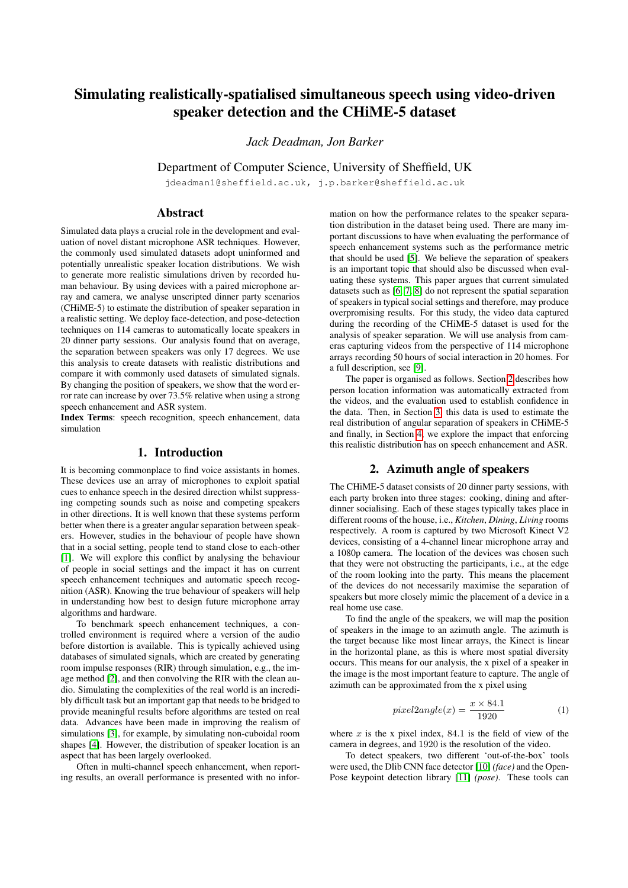# Simulating realistically-spatialised simultaneous speech using video-driven speaker detection and the CHiME-5 dataset

*Jack Deadman, Jon Barker*

Department of Computer Science, University of Sheffield, UK

jdeadman1@sheffield.ac.uk, j.p.barker@sheffield.ac.uk

## Abstract

Simulated data plays a crucial role in the development and evaluation of novel distant microphone ASR techniques. However, the commonly used simulated datasets adopt uninformed and potentially unrealistic speaker location distributions. We wish to generate more realistic simulations driven by recorded human behaviour. By using devices with a paired microphone array and camera, we analyse unscripted dinner party scenarios (CHiME-5) to estimate the distribution of speaker separation in a realistic setting. We deploy face-detection, and pose-detection techniques on 114 cameras to automatically locate speakers in 20 dinner party sessions. Our analysis found that on average, the separation between speakers was only 17 degrees. We use this analysis to create datasets with realistic distributions and compare it with commonly used datasets of simulated signals. By changing the position of speakers, we show that the word error rate can increase by over 73.5% relative when using a strong speech enhancement and ASR system.

**Index Terms**: speech recognition, speech enhancement, data simulation

## 1. Introduction

It is becoming commonplace to find voice assistants in homes. These devices use an array of microphones to exploit spatial cues to enhance speech in the desired direction whilst suppressing competing sounds such as noise and competing speakers in other directions. It is well known that these systems perform better when there is a greater angular separation between speakers. However, studies in the behaviour of people have shown that in a social setting, people tend to stand close to each-other [1]. We will explore this conflict by analysing the behaviour of people in social settings and the impact it has on current speech enhancement techniques and automatic speech recognition (ASR). Knowing the true behaviour of speakers will help in understanding how best to design future microphone array algorithms and hardware.

To benchmark speech enhancement techniques, a controlled environment is required where a version of the audio before distortion is available. This is typically achieved using databases of simulated signals, which are created by generating room impulse responses (RIR) through simulation, e.g., the image method [2], and then convolving the RIR with the clean audio. Simulating the complexities of the real world is an incredibly difficult task but an important gap that needs to be bridged to provide meaningful results before algorithms are tested on real data. Advances have been made in improving the realism of simulations [3], for example, by simulating non-cuboidal room shapes [4]. However, the distribution of speaker location is an aspect that has been largely overlooked.

Often in multi-channel speech enhancement, when reporting results, an overall performance is presented with no information on how the performance relates to the speaker separation distribution in the dataset being used. There are many important discussions to have when evaluating the performance of speech enhancement systems such as the performance metric that should be used [5]. We believe the separation of speakers is an important topic that should also be discussed when evaluating these systems. This paper argues that current simulated datasets such as [6, 7, 8] do not represent the spatial separation of speakers in typical social settings and therefore, may produce overpromising results. For this study, the video data captured during the recording of the CHiME-5 dataset is used for the analysis of speaker separation. We will use analysis from cameras capturing videos from the perspective of 114 microphone arrays recording 50 hours of social interaction in 20 homes. For a full description, see [9].

The paper is organised as follows. Section 2 describes how person location information was automatically extracted from the videos, and the evaluation used to establish confidence in the data. Then, in Section 3, this data is used to estimate the real distribution of angular separation of speakers in CHiME-5 and finally, in Section 4, we explore the impact that enforcing this realistic distribution has on speech enhancement and ASR.

## 2. Azimuth angle of speakers

The CHiME-5 dataset consists of 20 dinner party sessions, with each party broken into three stages: cooking, dining and after-dinner socialising. Each of these stages typically takes place in different rooms of the house, i.e., *Kitchen*, *Dining*, *Living* rooms respectively. A room is captured by two Microsoft Kinect V2 devices, consisting of a 4-channel linear microphone array and a 1080p camera. The location of the devices was chosen such that they were not obstructing the participants, i.e., at the edge of the room looking into the party. This means the placement of the devices do not necessarily maximise the separation of speakers but more closely mimic the placement of a device in a real home use case.

To find the angle of the speakers, we will map the position of speakers in the image to an azimuth angle. The azimuth is the target because like most linear arrays, the Kinect is linear in the horizontal plane, as this is where most spatial diversity occurs. This means for our analysis, the x pixel of a speaker in the image is the most important feature to capture. The angle of azimuth can be approximated from the x pixel using

$$pixel2angle(x) = \frac{x \times 84.1}{1920} \tag{1}$$

where $x$ is the x pixel index, 84.1 is the field of view of the camera in degrees, and 1920 is the resolution of the video.

To detect speakers, two different 'out-of-the-box' tools were used, the Dlib CNN face detector [10] *(face)* and the OpenPose keypoint detection library [11] *(pose)*. These tools can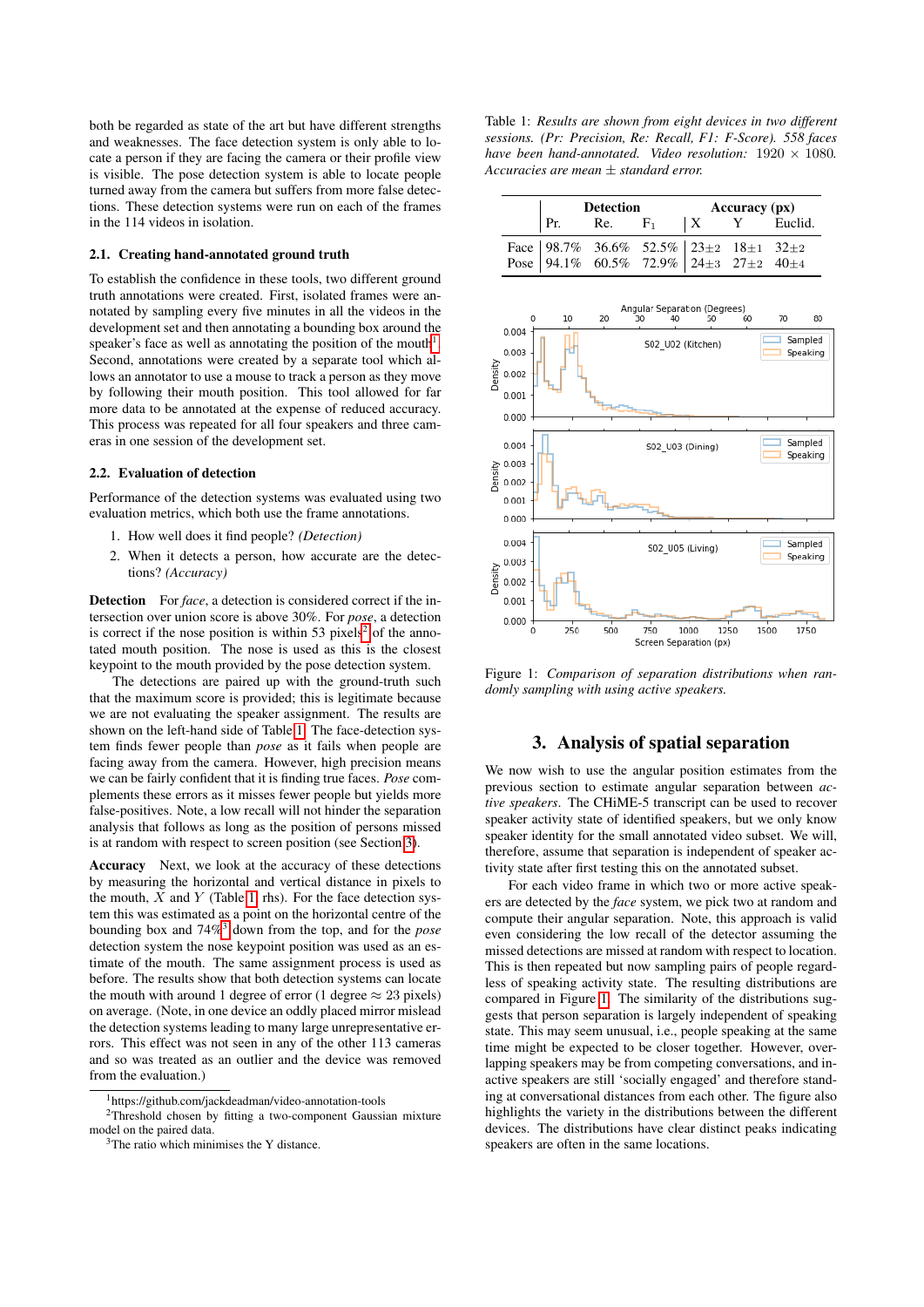both be regarded as state of the art but have different strengths and weaknesses. The face detection system is only able to locate a person if they are facing the camera or their profile view is visible. The pose detection system is able to locate people turned away from the camera but suffers from more false detections. These detection systems were run on each of the frames in the 114 videos in isolation.

### 2.1. Creating hand-annotated ground truth

To establish the confidence in these tools, two different ground truth annotations were created. First, isolated frames were annotated by sampling every five minutes in all the videos in the development set and then annotating a bounding box around the speaker's face as well as annotating the position of the mouth[1]. Second, annotations were created by a separate tool which allows an annotator to use a mouse to track a person as they move by following their mouth position. This tool allowed for far more data to be annotated at the expense of reduced accuracy. This process was repeated for all four speakers and three cameras in one session of the development set.

### 2.2. Evaluation of detection

Performance of the detection systems was evaluated using two evaluation metrics, which both use the frame annotations.

1. How well does it find people? *(Detection)*
2. When it detects a person, how accurate are the detections? *(Accuracy)*

**Detection** For *face*, a detection is considered correct if the intersection over union score is above 30%. For *pose*, a detection is correct if the nose position is within 53 pixels[2] of the annotated mouth position. The nose is used as this is the closest keypoint to the mouth provided by the pose detection system.

The detections are paired up with the ground-truth such that the maximum score is provided; this is legitimate because we are not evaluating the speaker assignment. The results are shown on the left-hand side of Table 1. The face-detection system finds fewer people than *pose* as it fails when people are facing away from the camera. However, high precision means we can be fairly confident that it is finding true faces. *Pose* complements these errors as it misses fewer people but yields more false-positives. Note, a low recall will not hinder the separation analysis that follows as long as the position of persons missed is at random with respect to screen position (see Section 3).

**Accuracy** Next, we look at the accuracy of these detections by measuring the horizontal and vertical distance in pixels to the mouth, $X$ and $Y$ (Table 1, rhs). For the face detection system this was estimated as a point on the horizontal centre of the bounding box and 74%[3] down from the top, and for the *pose* detection system the nose keypoint position was used as an estimate of the mouth. The same assignment process is used as before. The results show that both detection systems can locate the mouth with around 1 degree of error (1 degree $\approx$ 23 pixels) on average. (Note, in one device an oddly placed mirror mislead the detection systems leading to many large unrepresentative errors. This effect was not seen in any of the other 113 cameras and so was treated as an outlier and the device was removed from the evaluation.)

[1] https://github.com/jackdeadman/video-annotation-tools

[2] Threshold chosen by fitting a two-component Gaussian mixture model on the paired data.

[3] The ratio which minimises the Y distance.

Table 1: *Results are shown from eight devices in two different sessions. (Pr: Precision, Re: Recall, F1: F-Score). 558 faces have been hand-annotated. Video resolution: 1920 $\times$ 1080. Accuracies are mean $\pm$ standard error.*

| | Detection | | | Accuracy (px) | | |
|---|---|---|---|---|---|---|
| | Pr. | Re. | $F_1$ | X | Y | Euclid. |
| Face | 98.7% | 36.6% | 52.5% | $23\pm2$ | $18\pm1$ | $32\pm2$ |
| Pose | 94.1% | 60.5% | 72.9% | $24\pm3$ | $27\pm2$ | $40\pm4$ |

Figure 1: *Comparison of separation distributions when randomly sampling with using active speakers.*

## 3. Analysis of spatial separation

We now wish to use the angular position estimates from the previous section to estimate angular separation between *active speakers*. The CHiME-5 transcript can be used to recover speaker activity state of identified speakers, but we only know speaker identity for the small annotated video subset. We will, therefore, assume that separation is independent of speaker activity state after first testing this on the annotated subset.

For each video frame in which two or more active speakers are detected by the *face* system, we pick two at random and compute their angular separation. Note, this approach is valid even considering the low recall of the detector assuming the missed detections are missed at random with respect to location. This is then repeated but now sampling pairs of people regardless of speaking activity state. The resulting distributions are compared in Figure 1. The similarity of the distributions suggests that person separation is largely independent of speaking state. This may seem unusual, i.e., people speaking at the same time might be expected to be closer together. However, overlapping speakers may be from competing conversations, and inactive speakers are still 'socially engaged' and therefore standing at conversational distances from each other. The figure also highlights the variety in the distributions between the different devices. The distributions have clear distinct peaks indicating speakers are often in the same locations.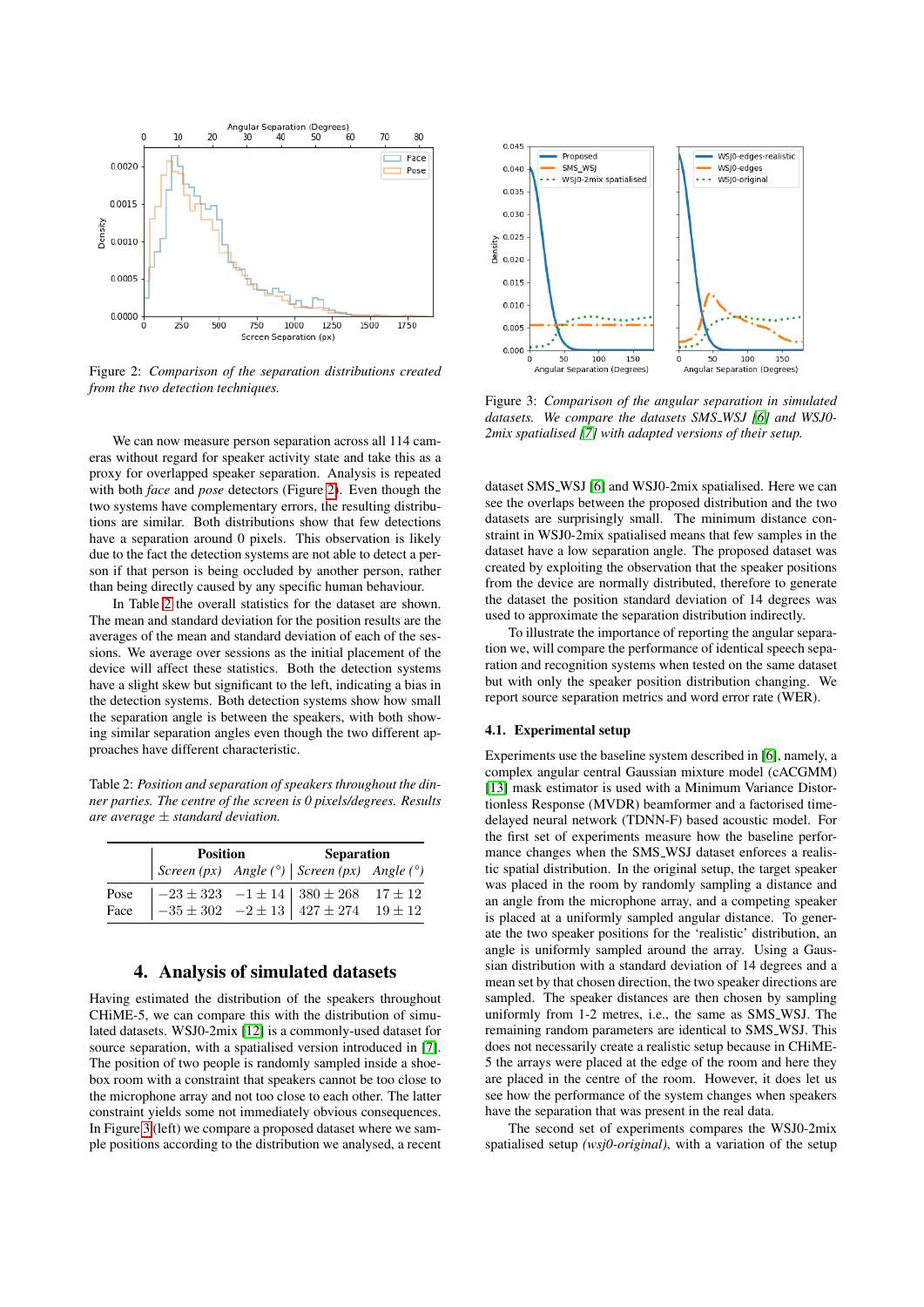Figure 2: *Comparison of the separation distributions created from the two detection techniques.*

We can now measure person separation across all 114 cameras without regard for speaker activity state and take this as a proxy for overlapped speaker separation. Analysis is repeated with both *face* and *pose* detectors (Figure 2). Even though the two systems have complementary errors, the resulting distributions are similar. Both distributions show that few detections have a separation around 0 pixels. This observation is likely due to the fact the detection systems are not able to detect a person if that person is being occluded by another person, rather than being directly caused by any specific human behaviour.

In Table 2 the overall statistics for the dataset are shown. The mean and standard deviation for the position results are the averages of the mean and standard deviation of each of the sessions. We average over sessions as the initial placement of the device will affect these statistics. Both the detection systems have a slight skew but significant to the left, indicating a bias in the detection systems. Both detection systems show how small the separation angle is between the speakers, with both showing similar separation angles even though the two different approaches have different characteristic.

Table 2: *Position and separation of speakers throughout the dinner parties. The centre of the screen is 0 pixels/degrees. Results are average ± standard deviation.*

| | Position | | Separation | |
|---|---|---|---|---|
| | *Screen (px)* | *Angle (°)* | *Screen (px)* | *Angle (°)* |
| Pose | $-23 \pm 323$ | $-1 \pm 14$ | $380 \pm 268$ | $17 \pm 12$ |
| Face | $-35 \pm 302$ | $-2 \pm 13$ | $427 \pm 274$ | $19 \pm 12$ |

## 4. Analysis of simulated datasets

Having estimated the distribution of the speakers throughout CHiME-5, we can compare this with the distribution of simulated datasets. WSJ0-2mix [12] is a commonly-used dataset for source separation, with a spatialised version introduced in [7]. The position of two people is randomly sampled inside a shoebox room with a constraint that speakers cannot be too close to the microphone array and not too close to each other. The latter constraint yields some not immediately obvious consequences. In Figure 3 (left) we compare a proposed dataset where we sample positions according to the distribution we analysed, a recent

Figure 3: *Comparison of the angular separation in simulated datasets. We compare the datasets SMS_WSJ [6] and WSJ0-2mix spatialised [7] with adapted versions of their setup.*

dataset SMS_WSJ [6] and WSJ0-2mix spatialised. Here we can see the overlaps between the proposed distribution and the two datasets are surprisingly small. The minimum distance constraint in WSJ0-2mix spatialised means that few samples in the dataset have a low separation angle. The proposed dataset was created by exploiting the observation that the speaker positions from the device are normally distributed, therefore to generate the dataset the position standard deviation of 14 degrees was used to approximate the separation distribution indirectly.

To illustrate the importance of reporting the angular separation we, will compare the performance of identical speech separation and recognition systems when tested on the same dataset but with only the speaker position distribution changing. We report source separation metrics and word error rate (WER).

### 4.1. Experimental setup

Experiments use the baseline system described in [6], namely, a complex angular central Gaussian mixture model (cACGMM) [13] mask estimator is used with a Minimum Variance Distortionless Response (MVDR) beamformer and a factorised time-delayed neural network (TDNN-F) based acoustic model. For the first set of experiments measure how the baseline performance changes when the SMS_WSJ dataset enforces a realistic spatial distribution. In the original setup, the target speaker was placed in the room by randomly sampling a distance and an angle from the microphone array, and a competing speaker is placed at a uniformly sampled angular distance. To generate the two speaker positions for the 'realistic' distribution, an angle is uniformly sampled around the array. Using a Gaussian distribution with a standard deviation of 14 degrees and a mean set by that chosen direction, the two speaker directions are sampled. The speaker distances are then chosen by sampling uniformly from 1-2 metres, i.e., the same as SMS_WSJ. The remaining random parameters are identical to SMS_WSJ. This does not necessarily create a realistic setup because in CHiME-5 the arrays were placed at the edge of the room and here they are placed in the centre of the room. However, it does let us see how the performance of the system changes when speakers have the separation that was present in the real data.

The second set of experiments compares the WSJ0-2mix spatialised setup *(wsj0-original)*, with a variation of the setup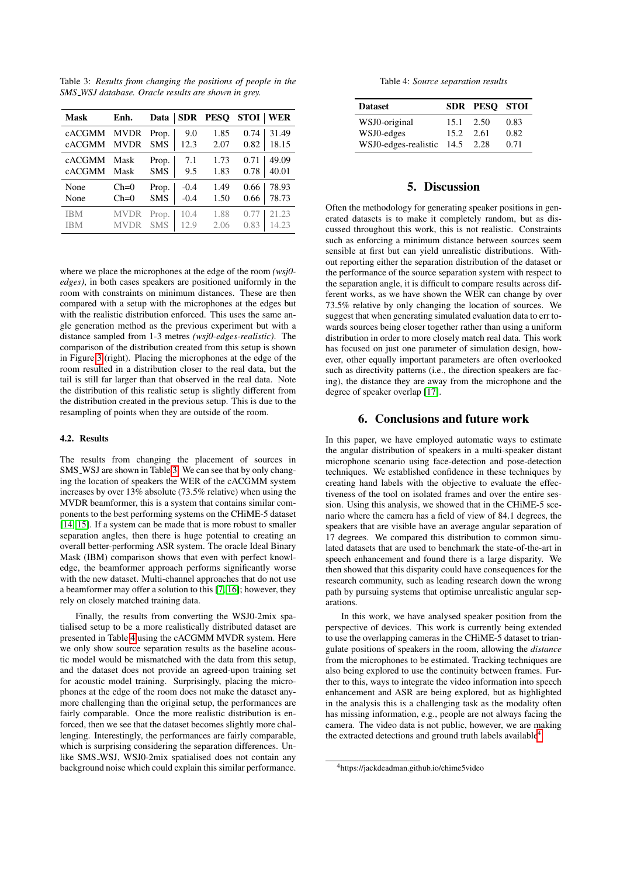Table 3: *Results from changing the positions of people in the SMS_WSJ database. Oracle results are shown in grey.*

| Mask | Enh. | Data | SDR | PESQ | STOI | WER |
|---|---|---|---|---|---|---|
| cACGMM | MVDR | Prop. | 9.0 | 1.85 | 0.74 | 31.49 |
| cACGMM | MVDR | SMS | 12.3 | 2.07 | 0.82 | 18.15 |
| cACGMM | Mask | Prop. | 7.1 | 1.73 | 0.71 | 49.09 |
| cACGMM | Mask | SMS | 9.5 | 1.83 | 0.78 | 40.01 |
| None | Ch=0 | Prop. | -0.4 | 1.49 | 0.66 | 78.93 |
| None | Ch=0 | SMS | -0.4 | 1.50 | 0.66 | 78.73 |
| IBM | MVDR | Prop. | 10.4 | 1.88 | 0.77 | 21.23 |
| IBM | MVDR | SMS | 12.9 | 2.06 | 0.83 | 14.23 |

where we place the microphones at the edge of the room *(wsj0-edges)*, in both cases speakers are positioned uniformly in the room with constraints on minimum distances. These are then compared with a setup with the microphones at the edges but with the realistic distribution enforced. This uses the same angle generation method as the previous experiment but with a distance sampled from 1-3 metres *(wsj0-edges-realistic)*. The comparison of the distribution created from this setup is shown in Figure 3 (right). Placing the microphones at the edge of the room resulted in a distribution closer to the real data, but the tail is still far larger than that observed in the real data. Note the distribution of this realistic setup is slightly different from the distribution created in the previous setup. This is due to the resampling of points when they are outside of the room.

### 4.2. Results

The results from changing the placement of sources in SMS_WSJ are shown in Table 3. We can see that by only changing the location of speakers the WER of the cACGMM system increases by over 13% absolute (73.5% relative) when using the MVDR beamformer, this is a system that contains similar components to the best performing systems on the CHiME-5 dataset [14, 15]. If a system can be made that is more robust to smaller separation angles, then there is huge potential to creating an overall better-performing ASR system. The oracle Ideal Binary Mask (IBM) comparison shows that even with perfect knowledge, the beamformer approach performs significantly worse with the new dataset. Multi-channel approaches that do not use a beamformer may offer a solution to this [7, 16]; however, they rely on closely matched training data.

Finally, the results from converting the WSJ0-2mix spatialised setup to be a more realistically distributed dataset are presented in Table 4 using the cACGMM MVDR system. Here we only show source separation results as the baseline acoustic model would be mismatched with the data from this setup, and the dataset does not provide an agreed-upon training set for acoustic model training. Surprisingly, placing the microphones at the edge of the room does not make the dataset anymore challenging than the original setup, the performances are fairly comparable. Once the more realistic distribution is enforced, then we see that the dataset becomes slightly more challenging. Interestingly, the performances are fairly comparable, which is surprising considering the separation differences. Unlike SMS_WSJ, WSJ0-2mix spatialised does not contain any background noise which could explain this similar performance.

Table 4: *Source separation results*

| Dataset | SDR | PESQ | STOI |
|---|---|---|---|
| WSJ0-original | 15.1 | 2.50 | 0.83 |
| WSJ0-edges | 15.2 | 2.61 | 0.82 |
| WSJ0-edges-realistic | 14.5 | 2.28 | 0.71 |

## 5. Discussion

Often the methodology for generating speaker positions in generated datasets is to make it completely random, but as discussed throughout this work, this is not realistic. Constraints such as enforcing a minimum distance between sources seem sensible at first but can yield unrealistic distributions. Without reporting either the separation distribution of the dataset or the performance of the source separation system with respect to the separation angle, it is difficult to compare results across different works, as we have shown the WER can change by over 73.5% relative by only changing the location of sources. We suggest that when generating simulated evaluation data to err towards sources being closer together rather than using a uniform distribution in order to more closely match real data. This work has focused on just one parameter of simulation design, however, other equally important parameters are often overlooked such as directivity patterns (i.e., the direction speakers are facing), the distance they are away from the microphone and the degree of speaker overlap [17].

## 6. Conclusions and future work

In this paper, we have employed automatic ways to estimate the angular distribution of speakers in a multi-speaker distant microphone scenario using face-detection and pose-detection techniques. We established confidence in these techniques by creating hand labels with the objective to evaluate the effectiveness of the tool on isolated frames and over the entire session. Using this analysis, we showed that in the CHiME-5 scenario where the camera has a field of view of 84.1 degrees, the speakers that are visible have an average angular separation of 17 degrees. We compared this distribution to common simulated datasets that are used to benchmark the state-of-the-art in speech enhancement and found there is a large disparity. We then showed that this disparity could have consequences for the research community, such as leading research down the wrong path by pursuing systems that optimise unrealistic angular separations.

In this work, we have analysed speaker position from the perspective of devices. This work is currently being extended to use the overlapping cameras in the CHiME-5 dataset to triangulate positions of speakers in the room, allowing the *distance* from the microphones to be estimated. Tracking techniques are also being explored to use the continuity between frames. Further to this, ways to integrate the video information into speech enhancement and ASR are being explored, but as highlighted in the analysis this is a challenging task as the modality often has missing information, e.g., people are not always facing the camera. The video data is not public, however, we are making the extracted detections and ground truth labels available[4].

[4] https://jackdeadman.github.io/chime5video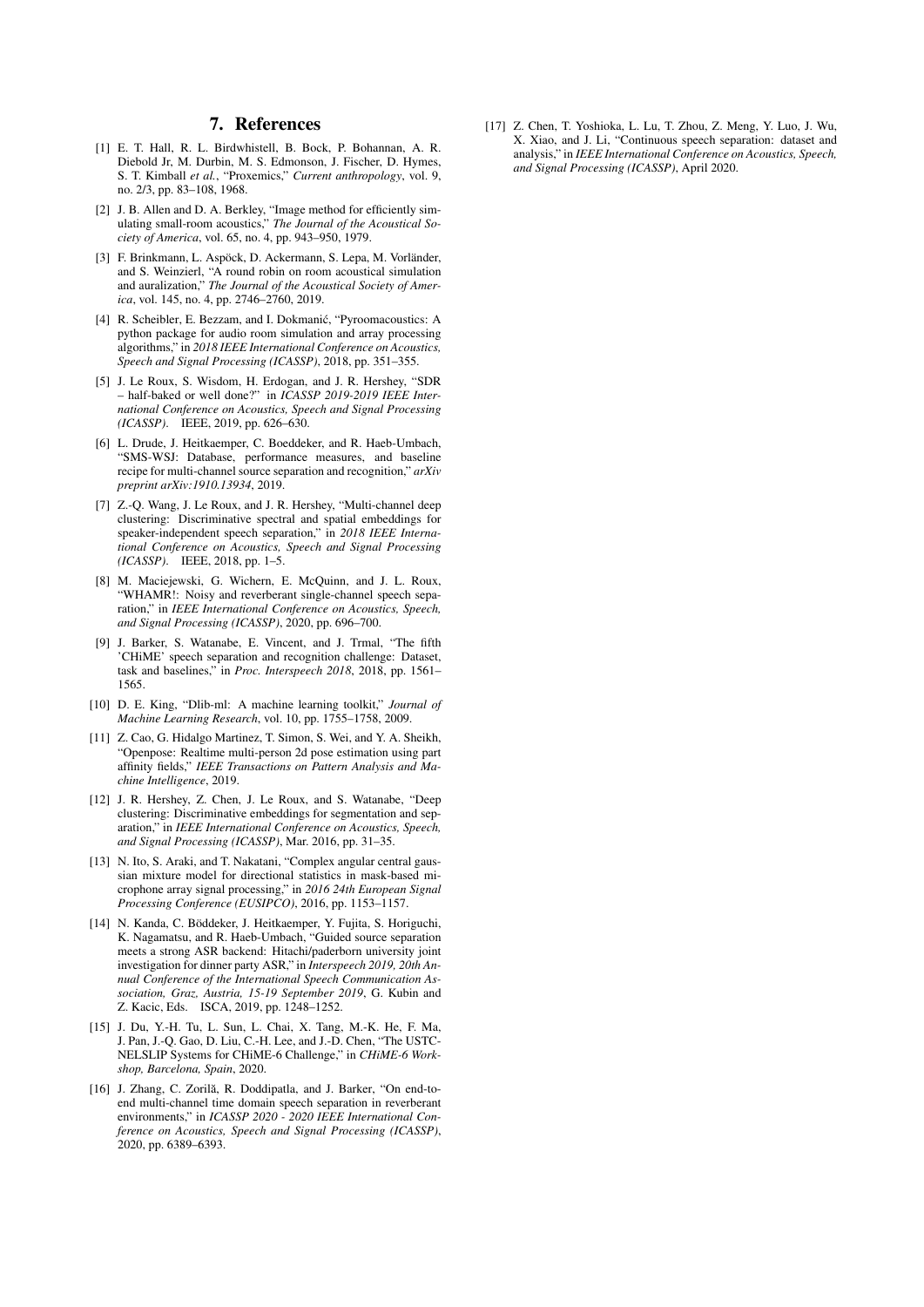## 7. References

[1] E. T. Hall, R. L. Birdwhistell, B. Bock, P. Bohannan, A. R. Diebold Jr, M. Durbin, M. S. Edmonson, J. Fischer, D. Hymes, S. T. Kimball *et al.*, "Proxemics," *Current anthropology*, vol. 9, no. 2/3, pp. 83–108, 1968.

[2] J. B. Allen and D. A. Berkley, "Image method for efficiently simulating small-room acoustics," *The Journal of the Acoustical Society of America*, vol. 65, no. 4, pp. 943–950, 1979.

[3] F. Brinkmann, L. Aspöck, D. Ackermann, S. Lepa, M. Vorländer, and S. Weinzierl, "A round robin on room acoustical simulation and auralization," *The Journal of the Acoustical Society of America*, vol. 145, no. 4, pp. 2746–2760, 2019.

[4] R. Scheibler, E. Bezzam, and I. Dokmanić, "Pyroomacoustics: A python package for audio room simulation and array processing algorithms," in *2018 IEEE International Conference on Acoustics, Speech and Signal Processing (ICASSP)*, 2018, pp. 351–355.

[5] J. Le Roux, S. Wisdom, H. Erdogan, and J. R. Hershey, "SDR – half-baked or well done?" in *ICASSP 2019-2019 IEEE International Conference on Acoustics, Speech and Signal Processing (ICASSP)*. IEEE, 2019, pp. 626–630.

[6] L. Drude, J. Heitkaemper, C. Boeddeker, and R. Haeb-Umbach, "SMS-WSJ: Database, performance measures, and baseline recipe for multi-channel source separation and recognition," *arXiv preprint arXiv:1910.13934*, 2019.

[7] Z.-Q. Wang, J. Le Roux, and J. R. Hershey, "Multi-channel deep clustering: Discriminative spectral and spatial embeddings for speaker-independent speech separation," in *2018 IEEE International Conference on Acoustics, Speech and Signal Processing (ICASSP)*. IEEE, 2018, pp. 1–5.

[8] M. Maciejewski, G. Wichern, E. McQuinn, and J. L. Roux, "WHAMR!: Noisy and reverberant single-channel speech separation," in *IEEE International Conference on Acoustics, Speech, and Signal Processing (ICASSP)*, 2020, pp. 696–700.

[9] J. Barker, S. Watanabe, E. Vincent, and J. Trmal, "The fifth 'CHiME' speech separation and recognition challenge: Dataset, task and baselines," in *Proc. Interspeech 2018*, 2018, pp. 1561–1565.

[10] D. E. King, "Dlib-ml: A machine learning toolkit," *Journal of Machine Learning Research*, vol. 10, pp. 1755–1758, 2009.

[11] Z. Cao, G. Hidalgo Martinez, T. Simon, S. Wei, and Y. A. Sheikh, "Openpose: Realtime multi-person 2d pose estimation using part affinity fields," *IEEE Transactions on Pattern Analysis and Machine Intelligence*, 2019.

[12] J. R. Hershey, Z. Chen, J. Le Roux, and S. Watanabe, "Deep clustering: Discriminative embeddings for segmentation and separation," in *IEEE International Conference on Acoustics, Speech, and Signal Processing (ICASSP)*, Mar. 2016, pp. 31–35.

[13] N. Ito, S. Araki, and T. Nakatani, "Complex angular central gaussian mixture model for directional statistics in mask-based microphone array signal processing," in *2016 24th European Signal Processing Conference (EUSIPCO)*, 2016, pp. 1153–1157.

[14] N. Kanda, C. Böddeker, J. Heitkaemper, Y. Fujita, S. Horiguchi, K. Nagamatsu, and R. Haeb-Umbach, "Guided source separation meets a strong ASR backend: Hitachi/paderborn university joint investigation for dinner party ASR," in *Interspeech 2019, 20th Annual Conference of the International Speech Communication Association, Graz, Austria, 15-19 September 2019*, G. Kubin and Z. Kacic, Eds. ISCA, 2019, pp. 1248–1252.

[15] J. Du, Y.-H. Tu, L. Sun, L. Chai, X. Tang, M.-K. He, F. Ma, J. Pan, J.-Q. Gao, D. Liu, C.-H. Lee, and J.-D. Chen, "The USTC-NELSLIP Systems for CHiME-6 Challenge," in *CHiME-6 Workshop, Barcelona, Spain*, 2020.

[16] J. Zhang, C. Zorilă, R. Doddipatla, and J. Barker, "On end-to-end multi-channel time domain speech separation in reverberant environments," in *ICASSP 2020 - 2020 IEEE International Conference on Acoustics, Speech and Signal Processing (ICASSP)*, 2020, pp. 6389–6393.

[17] Z. Chen, T. Yoshioka, L. Lu, T. Zhou, Z. Meng, Y. Luo, J. Wu, X. Xiao, and J. Li, "Continuous speech separation: dataset and analysis," in *IEEE International Conference on Acoustics, Speech, and Signal Processing (ICASSP)*, April 2020.